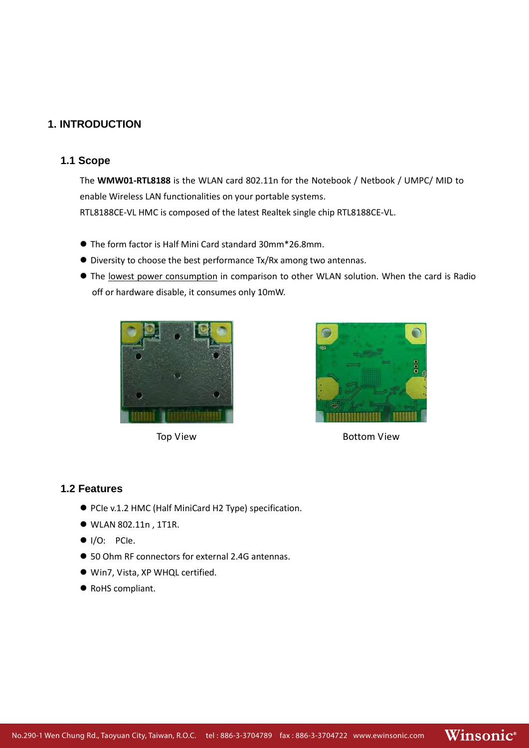# 1. INTRODUCTION

## 1.1 Scope

The **WMW01-RTL8188** is the WLAN card 802.11n for the Notebook / Netbook / UMPC/ MID to enable Wireless LAN functionalities on your portable systems.
RTL8188CE-VL HMC is composed of the latest Realtek single chip RTL8188CE-VL.

- The form factor is Half Mini Card standard 30mm*26.8mm.
- Diversity to choose the best performance Tx/Rx among two antennas.
- The lowest power consumption in comparison to other WLAN solution. When the card is Radio off or hardware disable, it consumes only 10mW.

Top View

Bottom View

## 1.2 Features

- PCIe v.1.2 HMC (Half MiniCard H2 Type) specification.
- WLAN 802.11n , 1T1R.
- I/O: PCIe.
- 50 Ohm RF connectors for external 2.4G antennas.
- Win7, Vista, XP WHQL certified.
- RoHS compliant.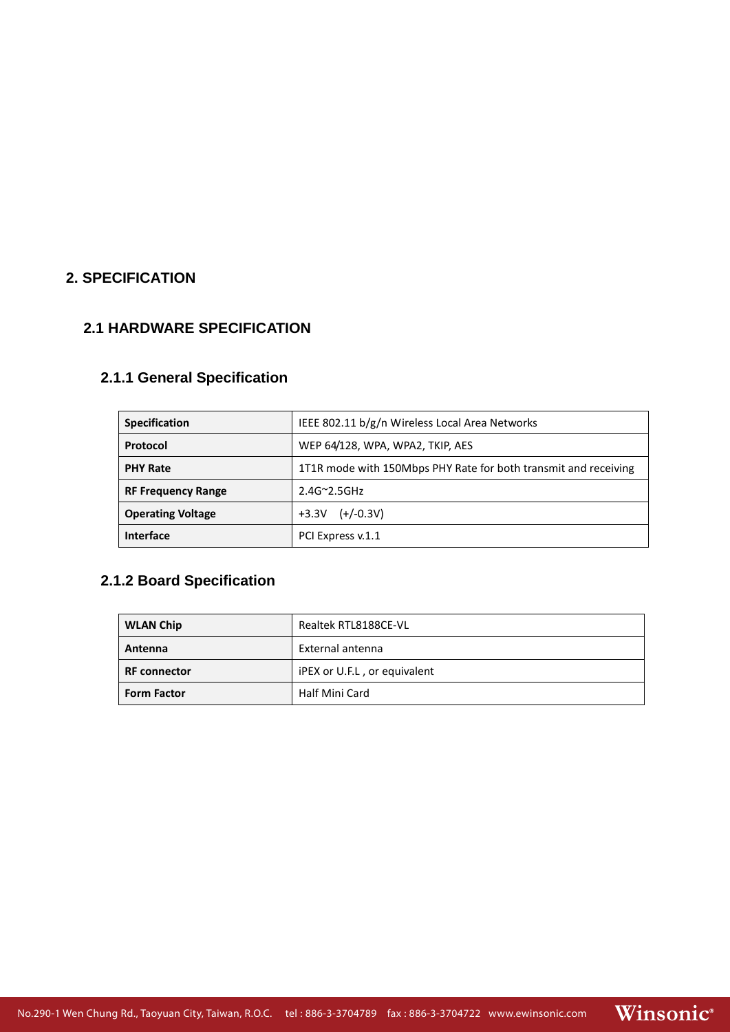# 2. SPECIFICATION

## 2.1 HARDWARE SPECIFICATION

### 2.1.1 General Specification

| | |
|---|---|
| **Specification** | IEEE 802.11 b/g/n Wireless Local Area Networks |
| **Protocol** | WEP 64/128, WPA, WPA2, TKIP, AES |
| **PHY Rate** | 1T1R mode with 150Mbps PHY Rate for both transmit and receiving |
| **RF Frequency Range** | 2.4G~2.5GHz |
| **Operating Voltage** | +3.3V (+/-0.3V) |
| **Interface** | PCI Express v.1.1 |

### 2.1.2 Board Specification

| | |
|---|---|
| **WLAN Chip** | Realtek RTL8188CE-VL |
| **Antenna** | External antenna |
| **RF connector** | iPEX or U.F.L , or equivalent |
| **Form Factor** | Half Mini Card |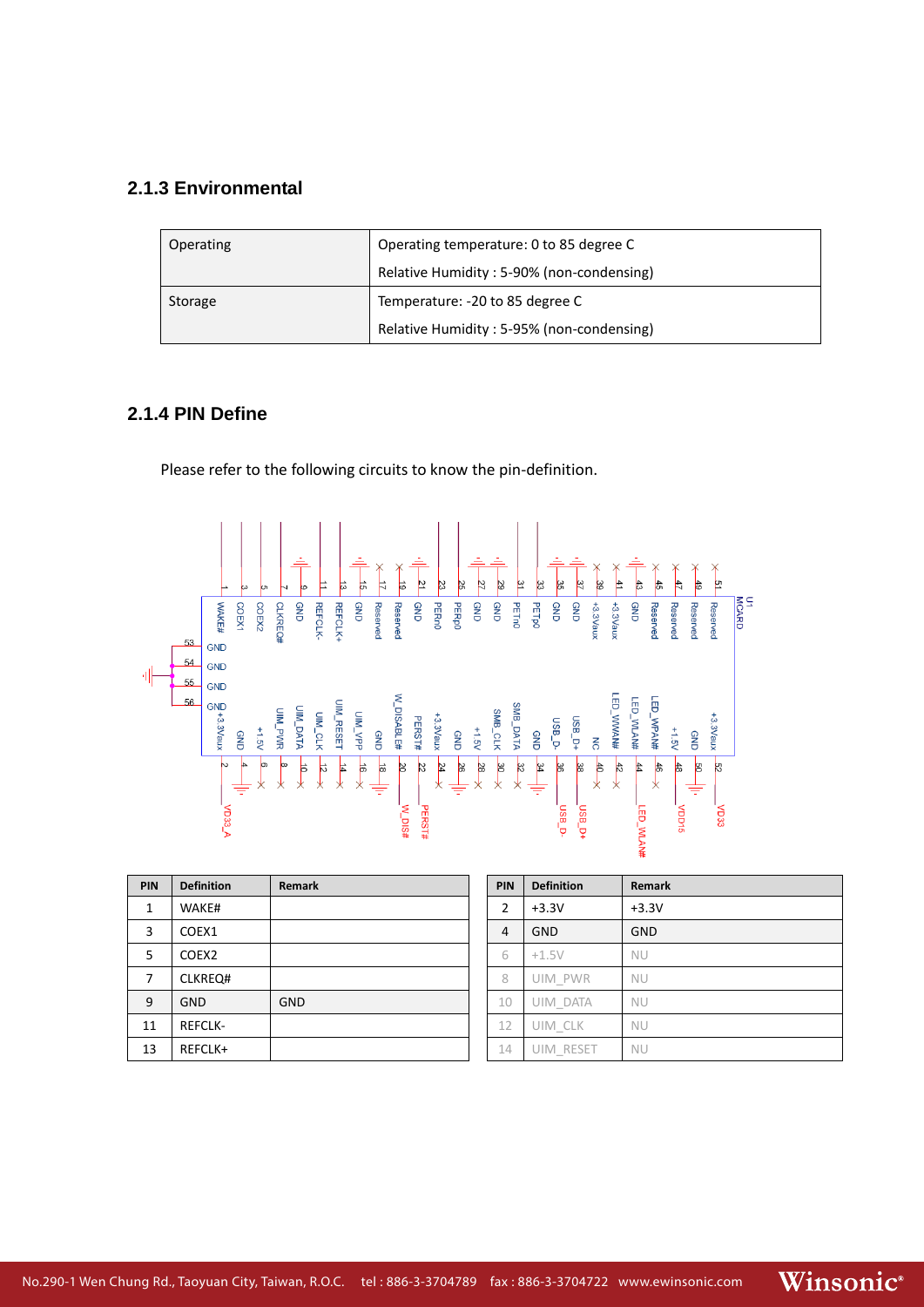### 2.1.3 Environmental

| Operating | Operating temperature: 0 to 85 degree C<br>Relative Humidity : 5-90% (non-condensing) |
|---|---|
| Storage | Temperature: -20 to 85 degree C<br>Relative Humidity : 5-95% (non-condensing) |

### 2.1.4 PIN Define

Please refer to the following circuits to know the pin-definition.

| PIN | Definition | Remark |
|---|---|---|
| 1 | WAKE# | |
| 3 | COEX1 | |
| 5 | COEX2 | |
| 7 | CLKREQ# | |
| 9 | GND | GND |
| 11 | REFCLK- | |
| 13 | REFCLK+ | |

| PIN | Definition | Remark |
|---|---|---|
| 2 | +3.3V | +3.3V |
| 4 | GND | GND |
| 6 | +1.5V | NU |
| 8 | UIM_PWR | NU |
| 10 | UIM_DATA | NU |
| 12 | UIM_CLK | NU |
| 14 | UIM_RESET | NU |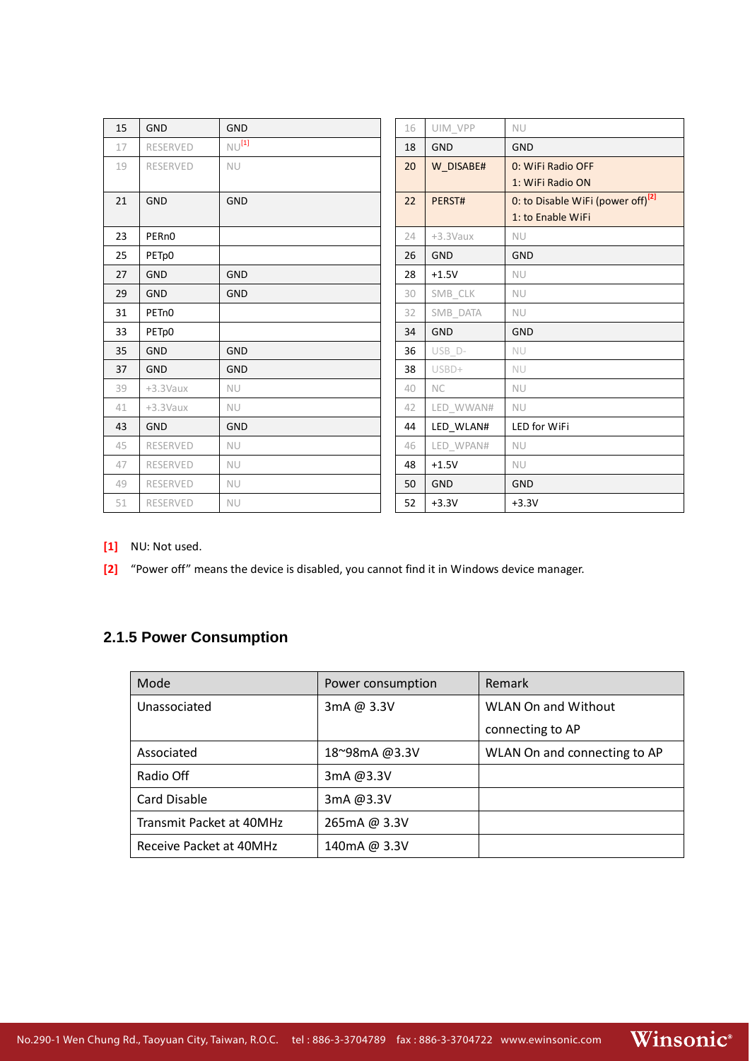| 15 | GND | GND | 16 | UIM_VPP | NU |
|---|---|---|---|---|---|
| 17 | RESERVED | NU[1] | 18 | GND | GND |
| 19 | RESERVED | NU | 20 | W_DISABE# | 0: WiFi Radio OFF<br>1: WiFi Radio ON |
| 21 | GND | GND | 22 | PERST# | 0: to Disable WiFi (power off)[2]<br>1: to Enable WiFi |
| 23 | PERn0 | | 24 | +3.3Vaux | NU |
| 25 | PETp0 | | 26 | GND | GND |
| 27 | GND | GND | 28 | +1.5V | NU |
| 29 | GND | GND | 30 | SMB_CLK | NU |
| 31 | PETn0 | | 32 | SMB_DATA | NU |
| 33 | PETp0 | | 34 | GND | GND |
| 35 | GND | GND | 36 | USB_D- | NU |
| 37 | GND | GND | 38 | USBD+ | NU |
| 39 | +3.3Vaux | NU | 40 | NC | NU |
| 41 | +3.3Vaux | NU | 42 | LED_WWAN# | NU |
| 43 | GND | GND | 44 | LED_WLAN# | LED for WiFi |
| 45 | RESERVED | NU | 46 | LED_WPAN# | NU |
| 47 | RESERVED | NU | 48 | +1.5V | NU |
| 49 | RESERVED | NU | 50 | GND | GND |
| 51 | RESERVED | NU | 52 | +3.3V | +3.3V |

[1] NU: Not used.

[2] “Power off” means the device is disabled, you cannot find it in Windows device manager.

### 2.1.5 Power Consumption

| Mode | Power consumption | Remark |
|---|---|---|
| Unassociated | 3mA @ 3.3V | WLAN On and Without connecting to AP |
| Associated | 18~98mA @3.3V | WLAN On and connecting to AP |
| Radio Off | 3mA @3.3V | |
| Card Disable | 3mA @3.3V | |
| Transmit Packet at 40MHz | 265mA @ 3.3V | |
| Receive Packet at 40MHz | 140mA @ 3.3V | |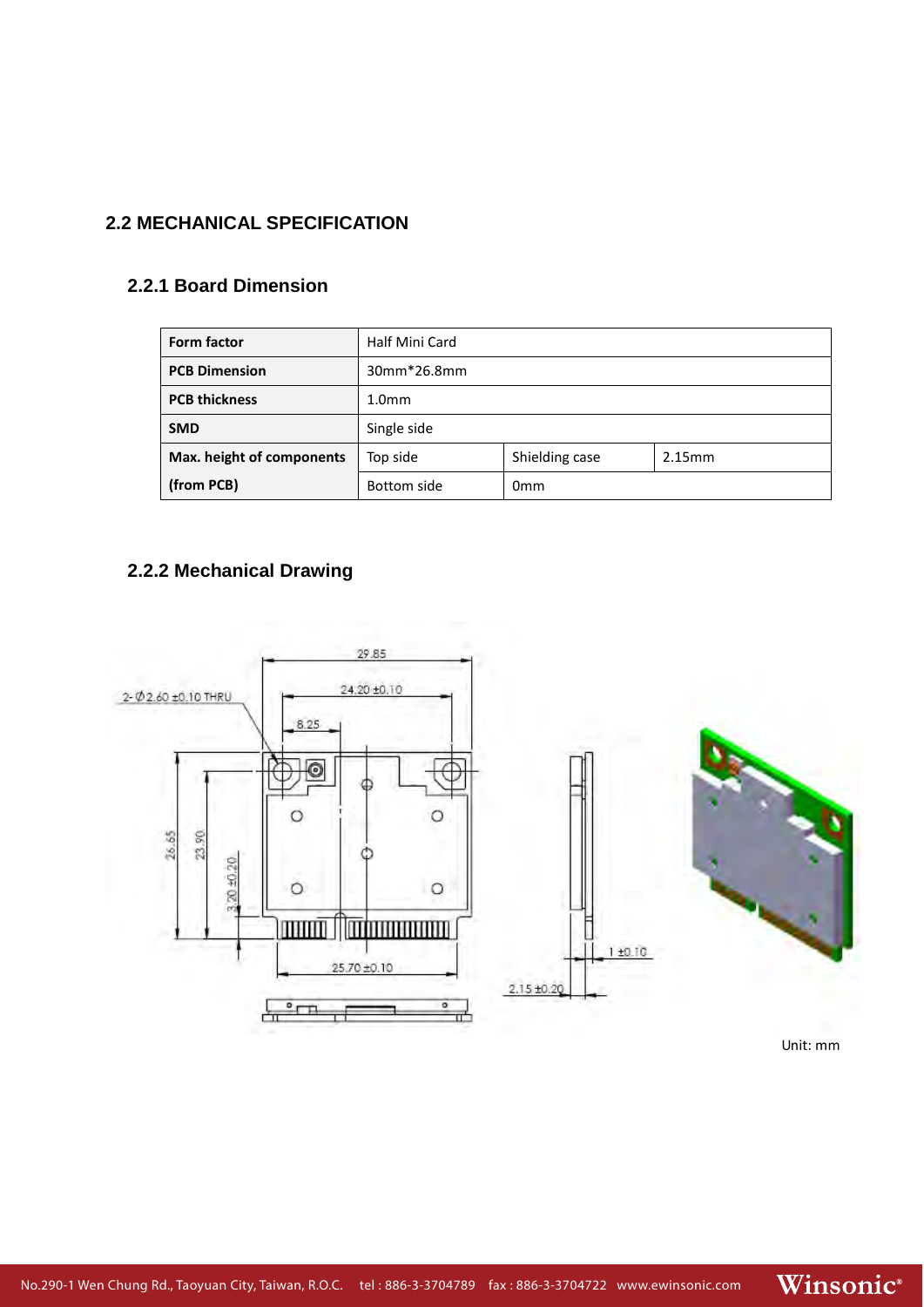## 2.2 MECHANICAL SPECIFICATION

### 2.2.1 Board Dimension

| Form factor | Half Mini Card | | |
|---|---|---|---|
| PCB Dimension | 30mm*26.8mm | | |
| PCB thickness | 1.0mm | | |
| SMD | Single side | | |
| Max. height of components (from PCB) | Top side | Shielding case | 2.15mm |
| | Bottom side | 0mm | |

### 2.2.2 Mechanical Drawing

Unit: mm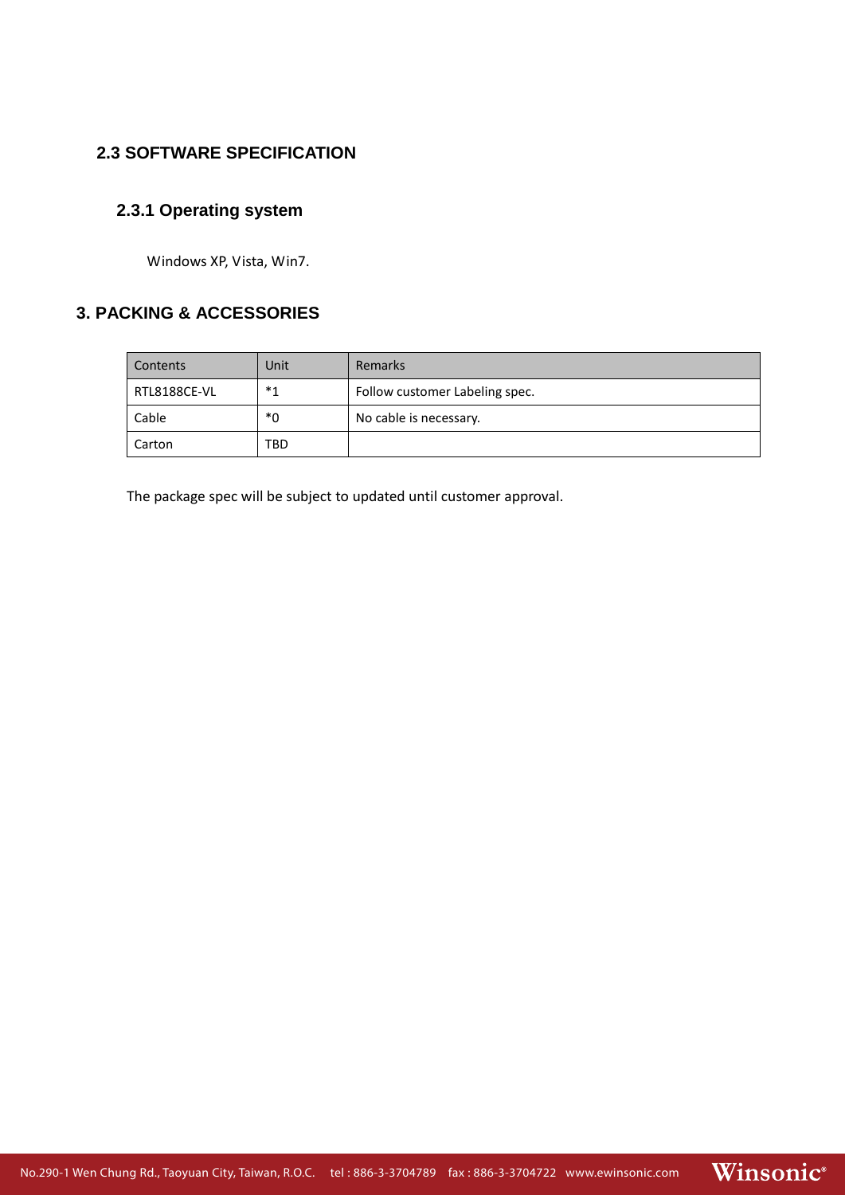## 2.3 SOFTWARE SPECIFICATION

### 2.3.1 Operating system

Windows XP, Vista, Win7.

# 3. PACKING & ACCESSORIES

| Contents | Unit | Remarks |
| --- | --- | --- |
| RTL8188CE-VL | *1 | Follow customer Labeling spec. |
| Cable | *0 | No cable is necessary. |
| Carton | TBD | |

The package spec will be subject to updated until customer approval.